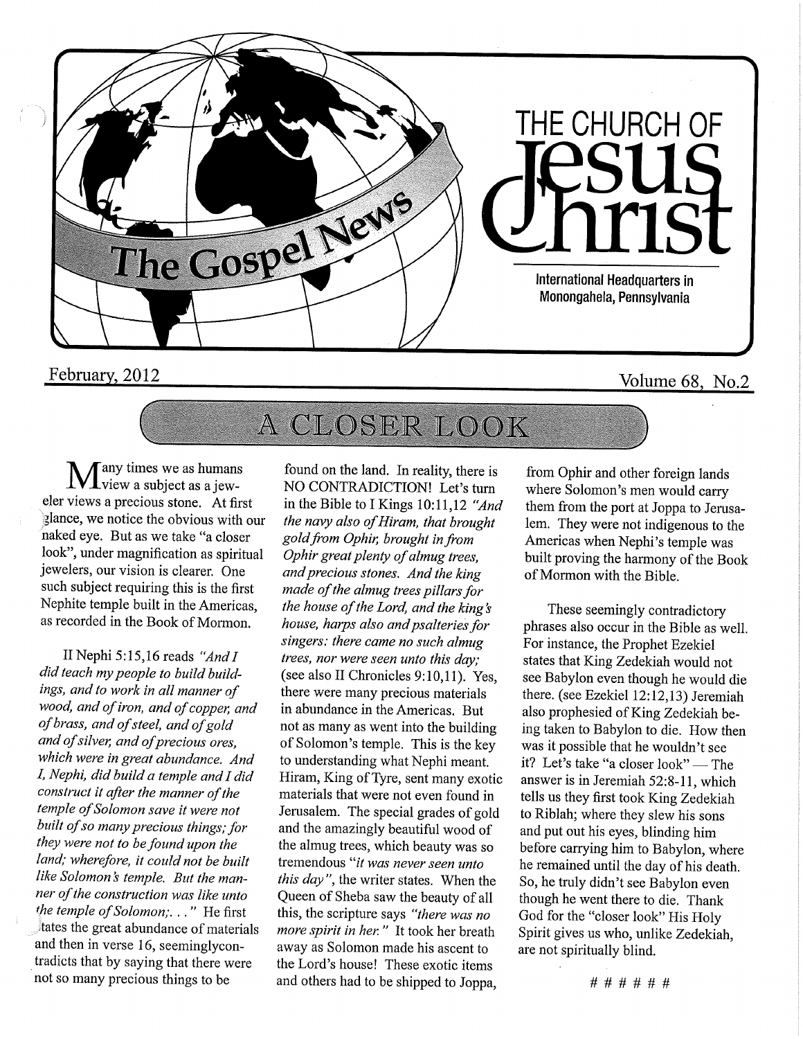# THE CHURCH OF Jesus Christ

International Headquarters in Monongahela, Pennsylvania

## The Gospel News

February, 2012

Volume 68, No.2

## A CLOSER LOOK

Many times we as humans view a subject as a jeweler views a precious stone. At first glance, we notice the obvious with our naked eye. But as we take "a closer look", under magnification as spiritual jewelers, our vision is clearer. One such subject requiring this is the first Nephite temple built in the Americas, as recorded in the Book of Mormon.

II Nephi 5:15,16 reads *"And I did teach my people to build buildings, and to work in all manner of wood, and of iron, and of copper, and of brass, and of steel, and of gold and of silver, and of precious ores, which were in great abundance. And I, Nephi, did build a temple and I did construct it after the manner of the temple of Solomon save it were not built of so many precious things; for they were not to be found upon the land; wherefore, it could not be built like Solomon's temple. But the manner of the construction was like unto the temple of Solomon;. . ."* He first states the great abundance of materials and then in verse 16, seeminglycontradicts that by saying that there were not so many precious things to be found on the land. In reality, there is NO CONTRADICTION! Let's turn in the Bible to I Kings 10:11,12 *"And the navy also of Hiram, that brought gold from Ophir, brought in from Ophir great plenty of almug trees, and precious stones. And the king made of the almug trees pillars for the house of the Lord, and the king's house, harps also and psalteries for singers: there came no such almug trees, nor were seen unto this day;* (see also II Chronicles 9:10,11). Yes, there were many precious materials in abundance in the Americas. But not as many as went into the building of Solomon's temple. This is the key to understanding what Nephi meant. Hiram, King of Tyre, sent many exotic materials that were not even found in Jerusalem. The special grades of gold and the amazingly beautiful wood of the almug trees, which beauty was so tremendous *"it was never seen unto this day"*, the writer states. When the Queen of Sheba saw the beauty of all this, the scripture says *"there was no more spirit in her."* It took her breath away as Solomon made his ascent to the Lord's house! These exotic items and others had to be shipped to Joppa, from Ophir and other foreign lands where Solomon's men would carry them from the port at Joppa to Jerusalem. They were not indigenous to the Americas when Nephi's temple was built proving the harmony of the Book of Mormon with the Bible.

These seemingly contradictory phrases also occur in the Bible as well. For instance, the Prophet Ezekiel states that King Zedekiah would not see Babylon even though he would die there. (see Ezekiel 12:12,13) Jeremiah also prophesied of King Zedekiah being taken to Babylon to die. How then was it possible that he wouldn't see it? Let's take "a closer look" — The answer is in Jeremiah 52:8-11, which tells us they first took King Zedekiah to Riblah; where they slew his sons and put out his eyes, blinding him before carrying him to Babylon, where he remained until the day of his death. So, he truly didn't see Babylon even though he went there to die. Thank God for the "closer look" His Holy Spirit gives us who, unlike Zedekiah, are not spiritually blind.

# # # # # #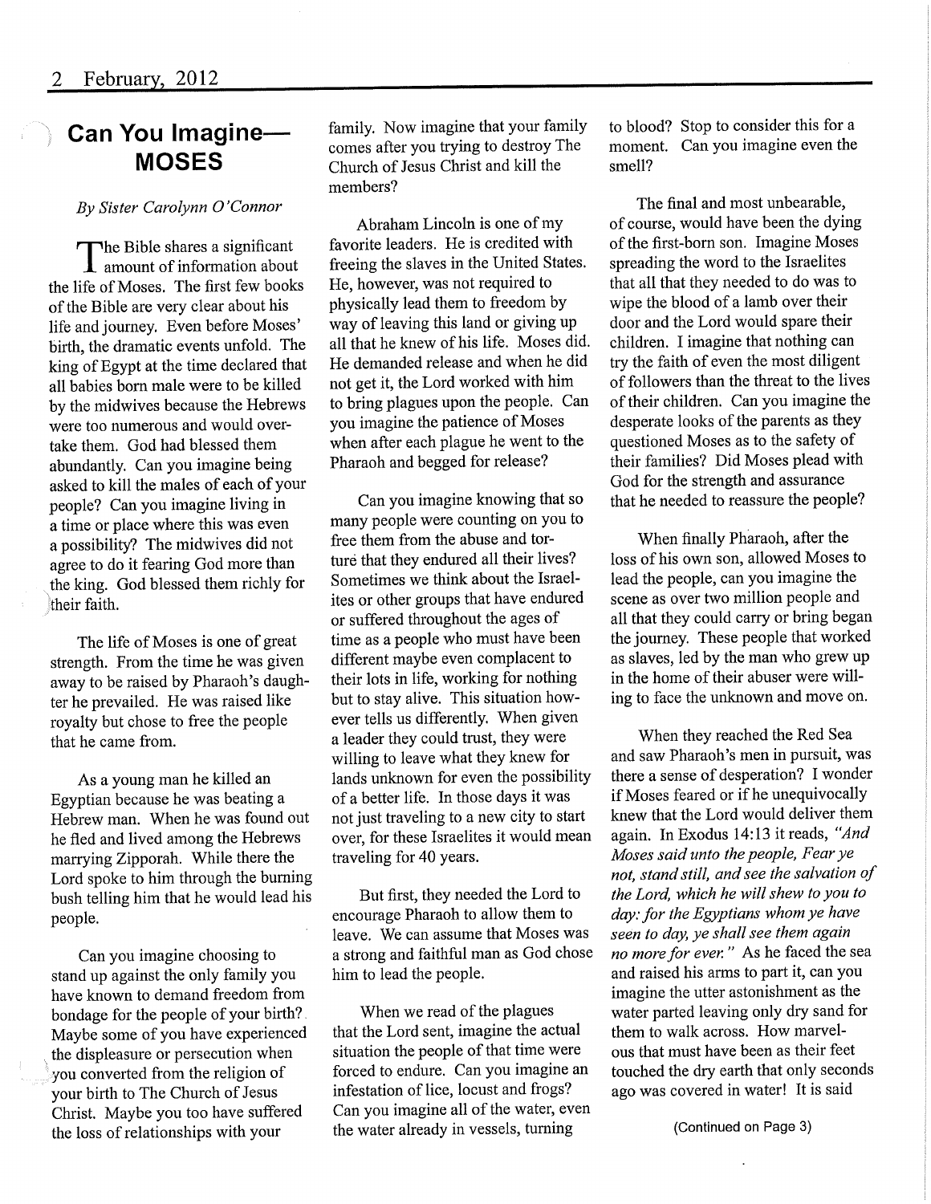## Can You Imagine—MOSES

*By Sister Carolynn O'Connor*

The Bible shares a significant amount of information about the life of Moses. The first few books of the Bible are very clear about his life and journey. Even before Moses' birth, the dramatic events unfold. The king of Egypt at the time declared that all babies born male were to be killed by the midwives because the Hebrews were too numerous and would overtake them. God had blessed them abundantly. Can you imagine being asked to kill the males of each of your people? Can you imagine living in a time or place where this was even a possibility? The midwives did not agree to do it fearing God more than the king. God blessed them richly for their faith.

The life of Moses is one of great strength. From the time he was given away to be raised by Pharaoh's daughter he prevailed. He was raised like royalty but chose to free the people that he came from.

As a young man he killed an Egyptian because he was beating a Hebrew man. When he was found out he fled and lived among the Hebrews marrying Zipporah. While there the Lord spoke to him through the burning bush telling him that he would lead his people.

Can you imagine choosing to stand up against the only family you have known to demand freedom from bondage for the people of your birth? Maybe some of you have experienced the displeasure or persecution when you converted from the religion of your birth to The Church of Jesus Christ. Maybe you too have suffered the loss of relationships with your family. Now imagine that your family comes after you trying to destroy The Church of Jesus Christ and kill the members?

Abraham Lincoln is one of my favorite leaders. He is credited with freeing the slaves in the United States. He, however, was not required to physically lead them to freedom by way of leaving this land or giving up all that he knew of his life. Moses did. He demanded release and when he did not get it, the Lord worked with him to bring plagues upon the people. Can you imagine the patience of Moses when after each plague he went to the Pharaoh and begged for release?

Can you imagine knowing that so many people were counting on you to free them from the abuse and torture that they endured all their lives? Sometimes we think about the Israelites or other groups that have endured or suffered throughout the ages of time as a people who must have been different maybe even complacent to their lots in life, working for nothing but to stay alive. This situation however tells us differently. When given a leader they could trust, they were willing to leave what they knew for lands unknown for even the possibility of a better life. In those days it was not just traveling to a new city to start over, for these Israelites it would mean traveling for 40 years.

But first, they needed the Lord to encourage Pharaoh to allow them to leave. We can assume that Moses was a strong and faithful man as God chose him to lead the people.

When we read of the plagues that the Lord sent, imagine the actual situation the people of that time were forced to endure. Can you imagine an infestation of lice, locust and frogs? Can you imagine all of the water, even the water already in vessels, turning to blood? Stop to consider this for a moment. Can you imagine even the smell?

The final and most unbearable, of course, would have been the dying of the first-born son. Imagine Moses spreading the word to the Israelites that all that they needed to do was to wipe the blood of a lamb over their door and the Lord would spare their children. I imagine that nothing can try the faith of even the most diligent of followers than the threat to the lives of their children. Can you imagine the desperate looks of the parents as they questioned Moses as to the safety of their families? Did Moses plead with God for the strength and assurance that he needed to reassure the people?

When finally Pharaoh, after the loss of his own son, allowed Moses to lead the people, can you imagine the scene as over two million people and all that they could carry or bring began the journey. These people that worked as slaves, led by the man who grew up in the home of their abuser were willing to face the unknown and move on.

When they reached the Red Sea and saw Pharaoh's men in pursuit, was there a sense of desperation? I wonder if Moses feared or if he unequivocally knew that the Lord would deliver them again. In Exodus 14:13 it reads, *"And Moses said unto the people, Fear ye not, stand still, and see the salvation of the Lord, which he will shew to you to day: for the Egyptians whom ye have seen to day, ye shall see them again no more for ever."* As he faced the sea and raised his arms to part it, can you imagine the utter astonishment as the water parted leaving only dry sand for them to walk across. How marvelous that must have been as their feet touched the dry earth that only seconds ago was covered in water! It is said

(Continued on Page 3)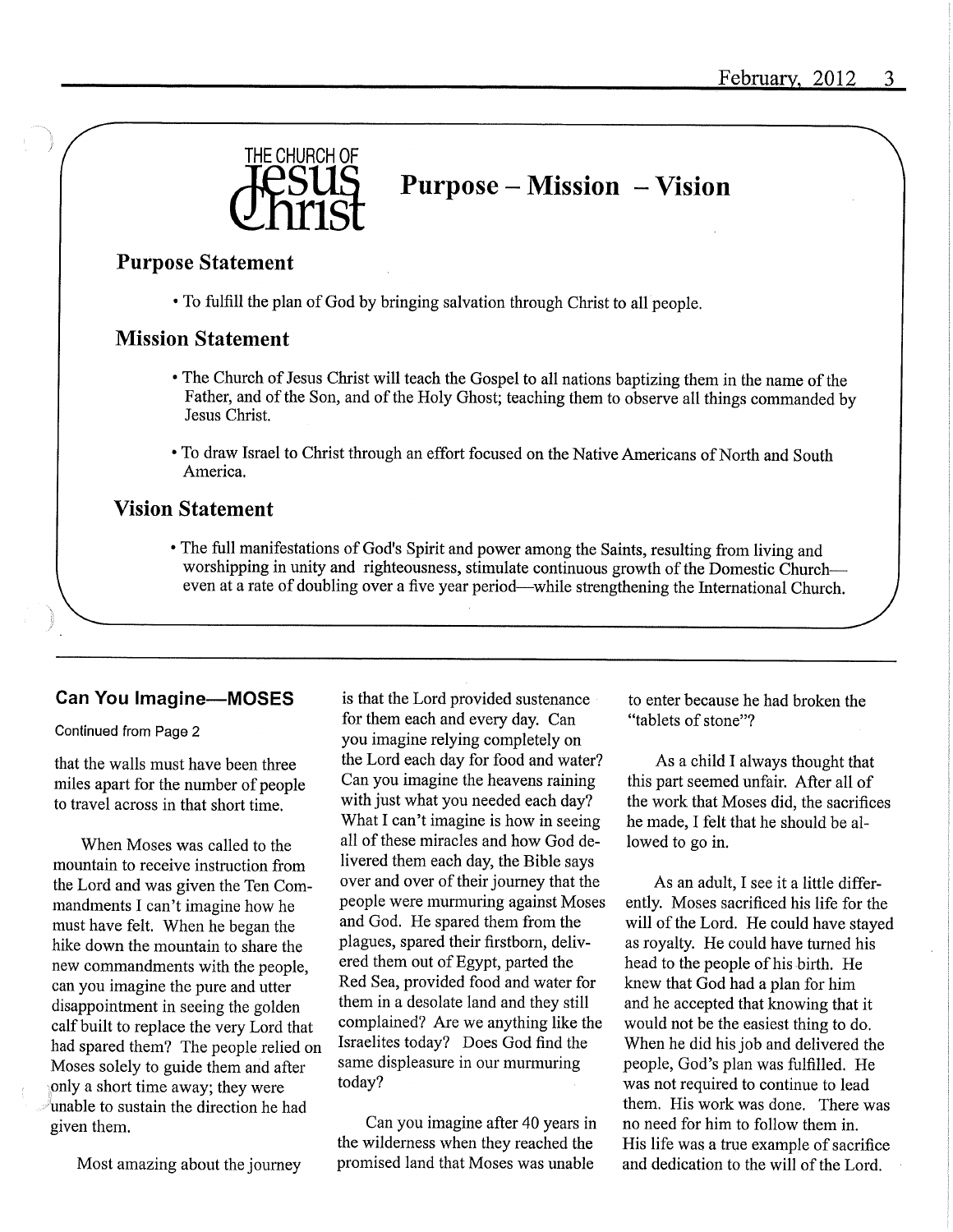THE CHURCH OF JESUS CHRIST

# Purpose – Mission – Vision

## Purpose Statement

- To fulfill the plan of God by bringing salvation through Christ to all people.

## Mission Statement

- The Church of Jesus Christ will teach the Gospel to all nations baptizing them in the name of the Father, and of the Son, and of the Holy Ghost; teaching them to observe all things commanded by Jesus Christ.
- To draw Israel to Christ through an effort focused on the Native Americans of North and South America.

## Vision Statement

- The full manifestations of God's Spirit and power among the Saints, resulting from living and worshipping in unity and righteousness, stimulate continuous growth of the Domestic Church—even at a rate of doubling over a five year period—while strengthening the International Church.

---

## Can You Imagine—MOSES

Continued from Page 2

that the walls must have been three miles apart for the number of people to travel across in that short time.

When Moses was called to the mountain to receive instruction from the Lord and was given the Ten Commandments I can't imagine how he must have felt. When he began the hike down the mountain to share the new commandments with the people, can you imagine the pure and utter disappointment in seeing the golden calf built to replace the very Lord that had spared them? The people relied on Moses solely to guide them and after only a short time away; they were unable to sustain the direction he had given them.

Most amazing about the journey is that the Lord provided sustenance for them each and every day. Can you imagine relying completely on the Lord each day for food and water? Can you imagine the heavens raining with just what you needed each day? What I can't imagine is how in seeing all of these miracles and how God delivered them each day, the Bible says over and over of their journey that the people were murmuring against Moses and God. He spared them from the plagues, spared their firstborn, delivered them out of Egypt, parted the Red Sea, provided food and water for them in a desolate land and they still complained? Are we anything like the Israelites today? Does God find the same displeasure in our murmuring today?

Can you imagine after 40 years in the wilderness when they reached the promised land that Moses was unable to enter because he had broken the "tablets of stone"?

As a child I always thought that this part seemed unfair. After all of the work that Moses did, the sacrifices he made, I felt that he should be allowed to go in.

As an adult, I see it a little differently. Moses sacrificed his life for the will of the Lord. He could have stayed as royalty. He could have turned his head to the people of his birth. He knew that God had a plan for him and he accepted that knowing that it would not be the easiest thing to do. When he did his job and delivered the people, God's plan was fulfilled. He was not required to continue to lead them. His work was done. There was no need for him to follow them in. His life was a true example of sacrifice and dedication to the will of the Lord.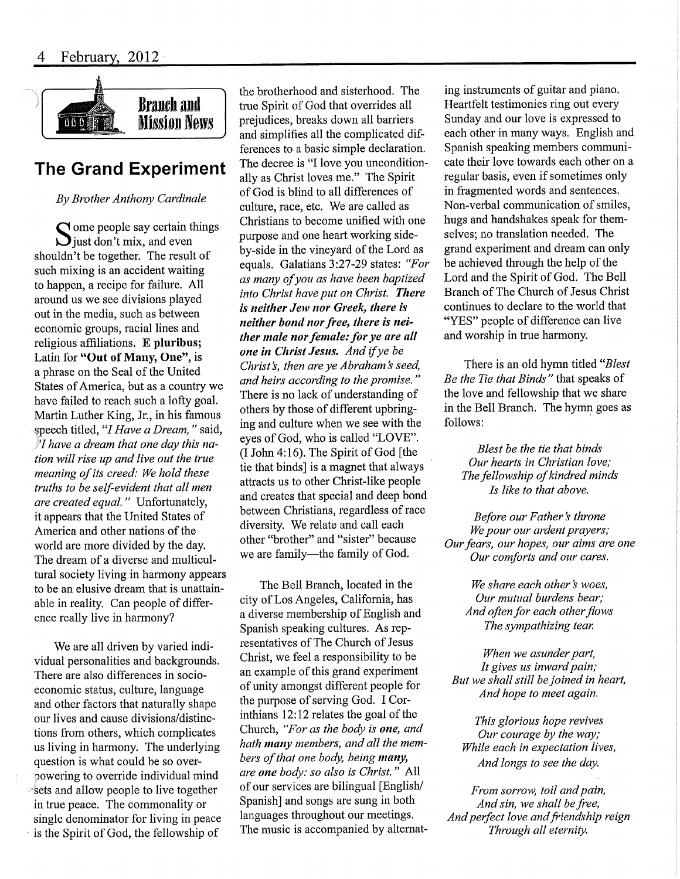**Branch and Mission News**

## The Grand Experiment

*By Brother Anthony Cardinale*

Some people say certain things just don't mix, and even shouldn't be together. The result of such mixing is an accident waiting to happen, a recipe for failure. All around us we see divisions played out in the media, such as between economic groups, racial lines and religious affiliations. **E pluribus;** Latin for **"Out of Many, One"**, is a phrase on the Seal of the United States of America, but as a country we have failed to reach such a lofty goal. Martin Luther King, Jr., in his famous speech titled, *"I Have a Dream,"* said, *"I have a dream that one day this nation will rise up and live out the true meaning of its creed: We hold these truths to be self-evident that all men are created equal."* Unfortunately, it appears that the United States of America and other nations of the world are more divided by the day. The dream of a diverse and multicultural society living in harmony appears to be an elusive dream that is unattainable in reality. Can people of difference really live in harmony?

We are all driven by varied individual personalities and backgrounds. There are also differences in socio-economic status, culture, language and other factors that naturally shape our lives and cause divisions/distinctions from others, which complicates us living in harmony. The underlying question is what could be so overpowering to override individual mind sets and allow people to live together in true peace. The commonality or single denominator for living in peace is the Spirit of God, the fellowship of the brotherhood and sisterhood. The true Spirit of God that overrides all prejudices, breaks down all barriers and simplifies all the complicated differences to a basic simple declaration. The decree is "I love you unconditionally as Christ loves me." The Spirit of God is blind to all differences of culture, race, etc. We are called as Christians to become unified with one purpose and one heart working side-by-side in the vineyard of the Lord as equals. Galatians 3:27-29 states: *"For as many of you as have been baptized into Christ have put on Christ.* ***There is neither Jew nor Greek, there is neither bond nor free, there is neither male nor female: for ye are all one in Christ Jesus.*** *And if ye be Christ's, then are ye Abraham's seed, and heirs according to the promise."* There is no lack of understanding of others by those of different upbringing and culture when we see with the eyes of God, who is called "LOVE". (I John 4:16). The Spirit of God [the tie that binds] is a magnet that always attracts us to other Christ-like people and creates that special and deep bond between Christians, regardless of race diversity. We relate and call each other "brother" and "sister" because we are family—the family of God.

The Bell Branch, located in the city of Los Angeles, California, has a diverse membership of English and Spanish speaking cultures. As representatives of The Church of Jesus Christ, we feel a responsibility to be an example of this grand experiment of unity amongst different people for the purpose of serving God. I Corinthians 12:12 relates the goal of the Church, *"For as the body is* ***one****, and hath* ***many*** *members, and all the members of that one body, being* ***many****, are* ***one*** *body: so also is Christ."* All of our services are bilingual [English/Spanish] and songs are sung in both languages throughout our meetings. The music is accompanied by alternating instruments of guitar and piano. Heartfelt testimonies ring out every Sunday and our love is expressed to each other in many ways. English and Spanish speaking members communicate their love towards each other on a regular basis, even if sometimes only in fragmented words and sentences. Non-verbal communication of smiles, hugs and handshakes speak for themselves; no translation needed. The grand experiment and dream can only be achieved through the help of the Lord and the Spirit of God. The Bell Branch of The Church of Jesus Christ continues to declare to the world that "YES" people of difference can live and worship in true harmony.

There is an old hymn titled *"Blest Be the Tie that Binds"* that speaks of the love and fellowship that we share in the Bell Branch. The hymn goes as follows:

*Blest be the tie that binds*
*Our hearts in Christian love;*
*The fellowship of kindred minds*
*Is like to that above.*

*Before our Father's throne*
*We pour our ardent prayers;*
*Our fears, our hopes, our aims are one*
*Our comforts and our cares.*

*We share each other's woes,*
*Our mutual burdens bear;*
*And often for each other flows*
*The sympathizing tear.*

*When we asunder part,*
*It gives us inward pain;*
*But we shall still be joined in heart,*
*And hope to meet again.*

*This glorious hope revives*
*Our courage by the way;*
*While each in expectation lives,*
*And longs to see the day.*

*From sorrow, toil and pain,*
*And sin, we shall be free,*
*And perfect love and friendship reign*
*Through all eternity.*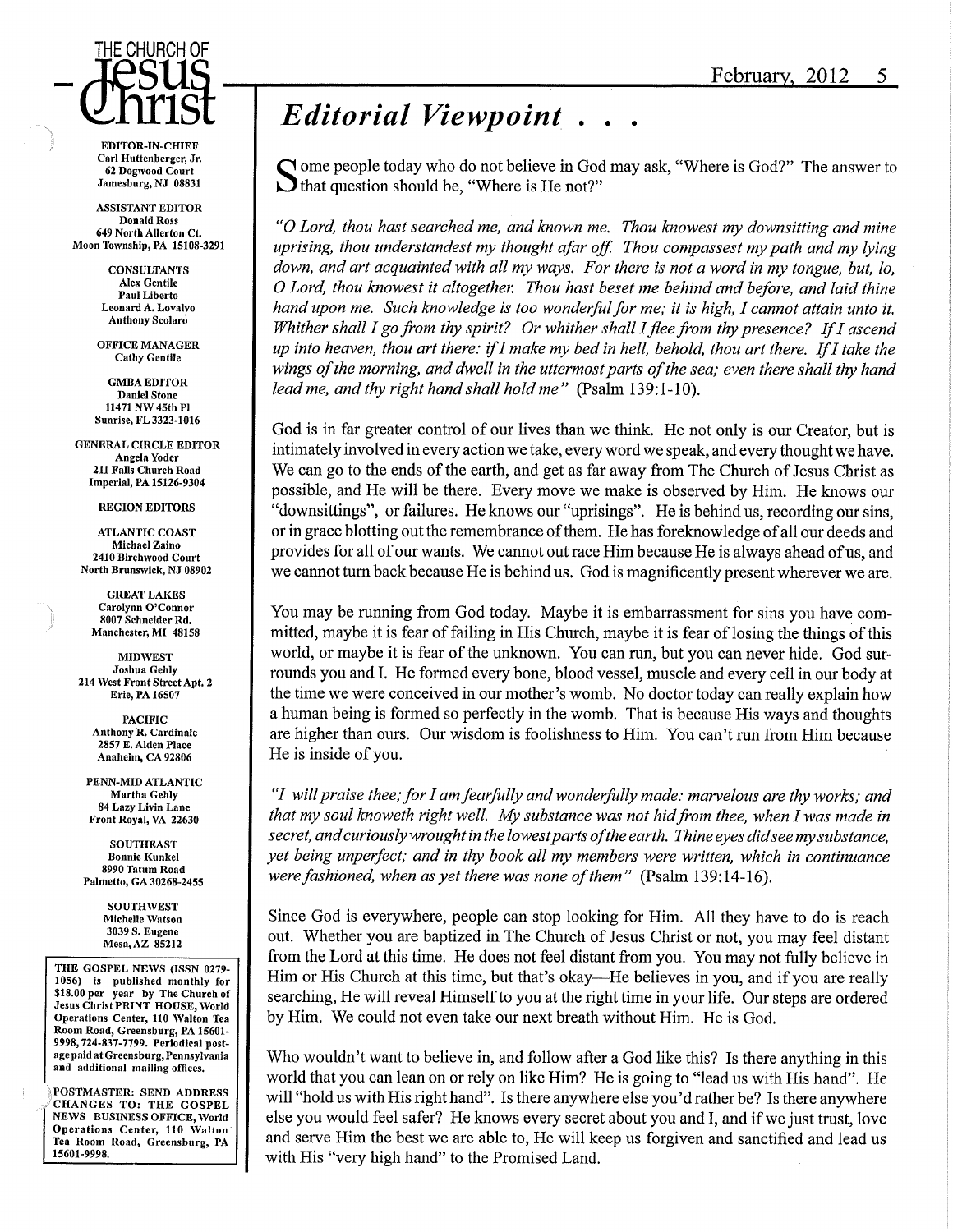THE CHURCH OF
# Jesus Christ

**EDITOR-IN-CHIEF**
Carl Huttenberger, Jr.
62 Dogwood Court
Jamesburg, NJ 08831

**ASSISTANT EDITOR**
Donald Ross
649 North Allerton Ct.
Moon Township, PA 15108-3291

**CONSULTANTS**
Alex Gentile
Paul Liberto
Leonard A. Lovalvo
Anthony Scolaro

**OFFICE MANAGER**
Cathy Gentile

**GMBA EDITOR**
Daniel Stone
11471 NW 45th Pl
Sunrise, FL 3323-1016

**GENERAL CIRCLE EDITOR**
Angela Yoder
211 Falls Church Road
Imperial, PA 15126-9304

**REGION EDITORS**

**ATLANTIC COAST**
Michael Zaino
2410 Birchwood Court
North Brunswick, NJ 08902

**GREAT LAKES**
Carolynn O'Connor
8007 Schneider Rd.
Manchester, MI 48158

**MIDWEST**
Joshua Gehly
214 West Front Street Apt. 2
Erie, PA 16507

**PACIFIC**
Anthony R. Cardinale
2857 E. Alden Place
Anaheim, CA 92806

**PENN-MID ATLANTIC**
Martha Gehly
84 Lazy Livin Lane
Front Royal, VA 22630

**SOUTHEAST**
Bonnie Kunkel
8990 Tatum Road
Palmetto, GA 30268-2455

**SOUTHWEST**
Michelle Watson
3039 S. Eugene
Mesa, AZ 85212

THE GOSPEL NEWS (ISSN 0279-1056) is published monthly for $18.00 per year by The Church of Jesus Christ PRINT HOUSE, World Operations Center, 110 Walton Tea Room Road, Greensburg, PA 15601-9998, 724-837-7799. Periodical postage paid at Greensburg, Pennsylvania and additional mailing offices.

POSTMASTER: SEND ADDRESS CHANGES TO: THE GOSPEL NEWS BUSINESS OFFICE, World Operations Center, 110 Walton Tea Room Road, Greensburg, PA 15601-9998.

## *Editorial Viewpoint . . .*

Some people today who do not believe in God may ask, "Where is God?" The answer to that question should be, "Where is He not?"

*"O Lord, thou hast searched me, and known me. Thou knowest my downsitting and mine uprising, thou understandest my thought afar off. Thou compassest my path and my lying down, and art acquainted with all my ways. For there is not a word in my tongue, but, lo, O Lord, thou knowest it altogether. Thou hast beset me behind and before, and laid thine hand upon me. Such knowledge is too wonderful for me; it is high, I cannot attain unto it. Whither shall I go from thy spirit? Or whither shall I flee from thy presence? If I ascend up into heaven, thou art there: if I make my bed in hell, behold, thou art there. If I take the wings of the morning, and dwell in the uttermost parts of the sea; even there shall thy hand lead me, and thy right hand shall hold me"* (Psalm 139:1-10).

God is in far greater control of our lives than we think. He not only is our Creator, but is intimately involved in every action we take, every word we speak, and every thought we have. We can go to the ends of the earth, and get as far away from The Church of Jesus Christ as possible, and He will be there. Every move we make is observed by Him. He knows our "downsittings", or failures. He knows our "uprisings". He is behind us, recording our sins, or in grace blotting out the remembrance of them. He has foreknowledge of all our deeds and provides for all of our wants. We cannot out race Him because He is always ahead of us, and we cannot turn back because He is behind us. God is magnificently present wherever we are.

You may be running from God today. Maybe it is embarrassment for sins you have committed, maybe it is fear of failing in His Church, maybe it is fear of losing the things of this world, or maybe it is fear of the unknown. You can run, but you can never hide. God surrounds you and I. He formed every bone, blood vessel, muscle and every cell in our body at the time we were conceived in our mother's womb. No doctor today can really explain how a human being is formed so perfectly in the womb. That is because His ways and thoughts are higher than ours. Our wisdom is foolishness to Him. You can't run from Him because He is inside of you.

*"I will praise thee; for I am fearfully and wonderfully made: marvelous are thy works; and that my soul knoweth right well. My substance was not hid from thee, when I was made in secret, and curiously wrought in the lowest parts of the earth. Thine eyes did see my substance, yet being unperfect; and in thy book all my members were written, which in continuance were fashioned, when as yet there was none of them"* (Psalm 139:14-16).

Since God is everywhere, people can stop looking for Him. All they have to do is reach out. Whether you are baptized in The Church of Jesus Christ or not, you may feel distant from the Lord at this time. He does not feel distant from you. You may not fully believe in Him or His Church at this time, but that's okay—He believes in you, and if you are really searching, He will reveal Himself to you at the right time in your life. Our steps are ordered by Him. We could not even take our next breath without Him. He is God.

Who wouldn't want to believe in, and follow after a God like this? Is there anything in this world that you can lean on or rely on like Him? He is going to "lead us with His hand". He will "hold us with His right hand". Is there anywhere else you'd rather be? Is there anywhere else you would feel safer? He knows every secret about you and I, and if we just trust, love and serve Him the best we are able to, He will keep us forgiven and sanctified and lead us with His "very high hand" to the Promised Land.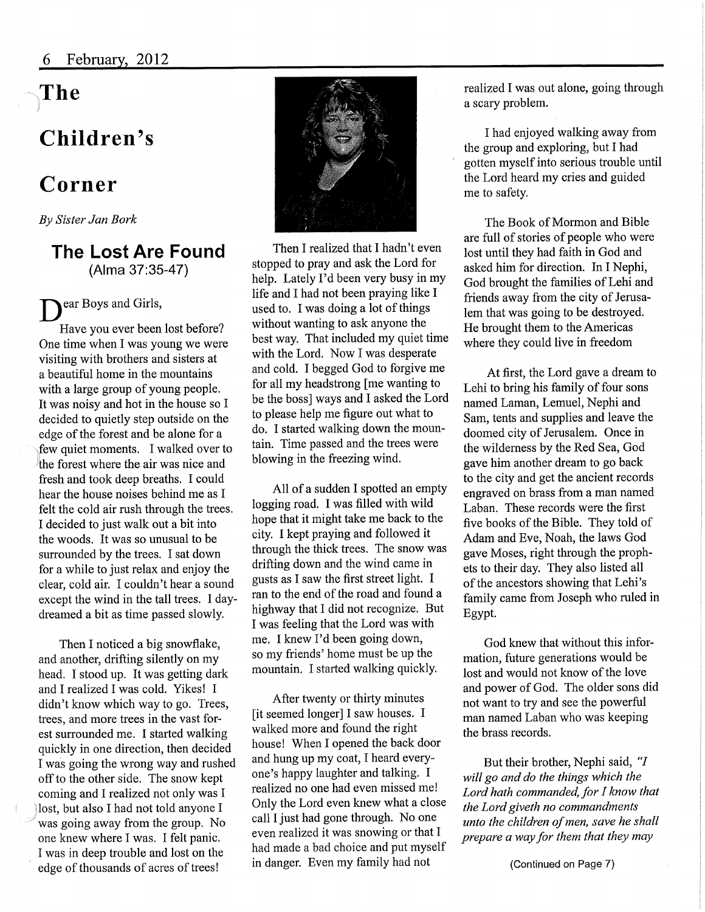# The Children's Corner

*By Sister Jan Bork*

## The Lost Are Found

(Alma 37:35-47)

Dear Boys and Girls,

Have you ever been lost before? One time when I was young we were visiting with brothers and sisters at a beautiful home in the mountains with a large group of young people. It was noisy and hot in the house so I decided to quietly step outside on the edge of the forest and be alone for a few quiet moments. I walked over to the forest where the air was nice and fresh and took deep breaths. I could hear the house noises behind me as I felt the cold air rush through the trees. I decided to just walk out a bit into the woods. It was so unusual to be surrounded by the trees. I sat down for a while to just relax and enjoy the clear, cold air. I couldn't hear a sound except the wind in the tall trees. I day-dreamed a bit as time passed slowly.

Then I noticed a big snowflake, and another, drifting silently on my head. I stood up. It was getting dark and I realized I was cold. Yikes! I didn't know which way to go. Trees, trees, and more trees in the vast forest surrounded me. I started walking quickly in one direction, then decided I was going the wrong way and rushed off to the other side. The snow kept coming and I realized not only was I lost, but also I had not told anyone I was going away from the group. No one knew where I was. I felt panic. I was in deep trouble and lost on the edge of thousands of acres of trees!

Then I realized that I hadn't even stopped to pray and ask the Lord for help. Lately I'd been very busy in my life and I had not been praying like I used to. I was doing a lot of things without wanting to ask anyone the best way. That included my quiet time with the Lord. Now I was desperate and cold. I begged God to forgive me for all my headstrong [me wanting to be the boss] ways and I asked the Lord to please help me figure out what to do. I started walking down the mountain. Time passed and the trees were blowing in the freezing wind.

All of a sudden I spotted an empty logging road. I was filled with wild hope that it might take me back to the city. I kept praying and followed it through the thick trees. The snow was drifting down and the wind came in gusts as I saw the first street light. I ran to the end of the road and found a highway that I did not recognize. But I was feeling that the Lord was with me. I knew I'd been going down, so my friends' home must be up the mountain. I started walking quickly.

After twenty or thirty minutes [it seemed longer] I saw houses. I walked more and found the right house! When I opened the back door and hung up my coat, I heard everyone's happy laughter and talking. I realized no one had even missed me! Only the Lord even knew what a close call I just had gone through. No one even realized it was snowing or that I had made a bad choice and put myself in danger. Even my family had not realized I was out alone, going through a scary problem.

I had enjoyed walking away from the group and exploring, but I had gotten myself into serious trouble until the Lord heard my cries and guided me to safety.

The Book of Mormon and Bible are full of stories of people who were lost until they had faith in God and asked him for direction. In I Nephi, God brought the families of Lehi and friends away from the city of Jerusalem that was going to be destroyed. He brought them to the Americas where they could live in freedom

At first, the Lord gave a dream to Lehi to bring his family of four sons named Laman, Lemuel, Nephi and Sam, tents and supplies and leave the doomed city of Jerusalem. Once in the wilderness by the Red Sea, God gave him another dream to go back to the city and get the ancient records engraved on brass from a man named Laban. These records were the first five books of the Bible. They told of Adam and Eve, Noah, the laws God gave Moses, right through the prophets to their day. They also listed all of the ancestors showing that Lehi's family came from Joseph who ruled in Egypt.

God knew that without this information, future generations would be lost and would not know of the love and power of God. The older sons did not want to try and see the powerful man named Laban who was keeping the brass records.

But their brother, Nephi said, *"I will go and do the things which the Lord hath commanded, for I know that the Lord giveth no commandments unto the children of men, save he shall prepare a way for them that they may*

(Continued on Page 7)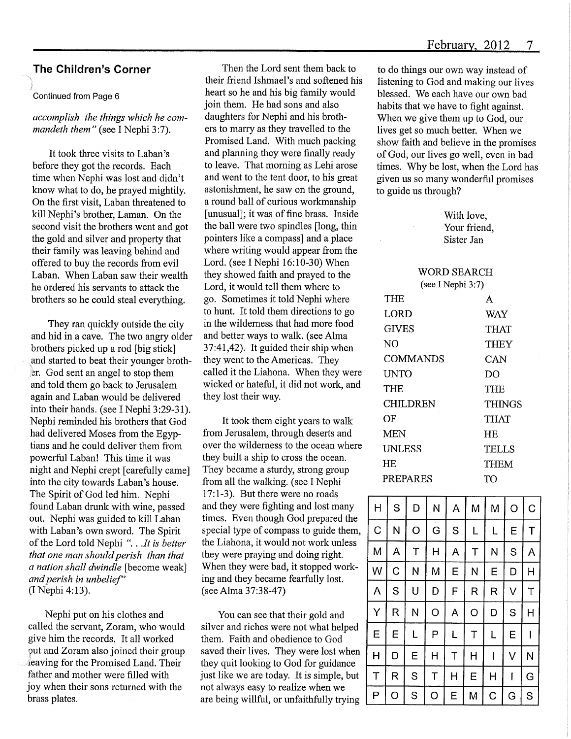## The Children's Corner

Continued from Page 6

*accomplish the things which he commandeth them"* (see I Nephi 3:7).

It took three visits to Laban's before they got the records. Each time when Nephi was lost and didn't know what to do, he prayed mightily. On the first visit, Laban threatened to kill Nephi's brother, Laman. On the second visit the brothers went and got the gold and silver and property that their family was leaving behind and offered to buy the records from evil Laban. When Laban saw their wealth he ordered his servants to attack the brothers so he could steal everything.

They ran quickly outside the city and hid in a cave. The two angry older brothers picked up a rod [big stick] and started to beat their younger brother. God sent an angel to stop them and told them go back to Jerusalem again and Laban would be delivered into their hands. (see I Nephi 3:29-31). Nephi reminded his brothers that God had delivered Moses from the Egyptians and he could deliver them from powerful Laban! This time it was night and Nephi crept [carefully came] into the city towards Laban's house. The Spirit of God led him. Nephi found Laban drunk with wine, passed out. Nephi was guided to kill Laban with Laban's own sword. The Spirit of the Lord told Nephi *". . .It is better that one man should perish than that a nation shall dwindle* [become weak] *and perish in unbelief"* (I Nephi 4:13).

Nephi put on his clothes and called the servant, Zoram, who would give him the records. It all worked out and Zoram also joined their group leaving for the Promised Land. Their father and mother were filled with joy when their sons returned with the brass plates.

Then the Lord sent them back to their friend Ishmael's and softened his heart so he and his big family would join them. He had sons and also daughters for Nephi and his brothers to marry as they travelled to the Promised Land. With much packing and planning they were finally ready to leave. That morning as Lehi arose and went to the tent door, to his great astonishment, he saw on the ground, a round ball of curious workmanship [unusual]; it was of fine brass. Inside the ball were two spindles [long, thin pointers like a compass] and a place where writing would appear from the Lord. (see I Nephi 16:10-30) When they showed faith and prayed to the Lord, it would tell them where to go. Sometimes it told Nephi where to hunt. It told them directions to go in the wilderness that had more food and better ways to walk. (see Alma 37:41,42). It guided their ship when they went to the Americas. They called it the Liahona. When they were wicked or hateful, it did not work, and they lost their way.

It took them eight years to walk from Jerusalem, through deserts and over the wilderness to the ocean where they built a ship to cross the ocean. They became a sturdy, strong group from all the walking. (see I Nephi 17:1-3). But there were no roads and they were fighting and lost many times. Even though God prepared the special type of compass to guide them, the Liahona, it would not work unless they were praying and doing right. When they were bad, it stopped working and they became fearfully lost. (see Alma 37:38-47)

You can see that their gold and silver and riches were not what helped them. Faith and obedience to God saved their lives. They were lost when they quit looking to God for guidance just like we are today. It is simple, but not always easy to realize when we are being willful, or unfaithfully trying to do things our own way instead of listening to God and making our lives blessed. We each have our own bad habits that we have to fight against. When we give them up to God, our lives get so much better. When we show faith and believe in the promises of God, our lives go well, even in bad times. Why be lost, when the Lord has given us so many wonderful promises to guide us through?

With love,
Your friend,
Sister Jan

### WORD SEARCH
(see I Nephi 3:7)

| | |
|---|---|
| THE | A |
| LORD | WAY |
| GIVES | THAT |
| NO | THEY |
| COMMANDS | CAN |
| UNTO | DO |
| THE | THE |
| CHILDREN | THINGS |
| OF | THAT |
| MEN | HE |
| UNLESS | TELLS |
| HE | THEM |
| PREPARES | TO |

| | | | | | | | | |
|---|---|---|---|---|---|---|---|---|
| H | S | D | N | A | M | M | O | C |
| C | N | O | G | S | L | L | E | T |
| M | A | T | H | A | T | N | S | A |
| W | C | N | M | E | N | E | D | H |
| A | S | U | D | F | R | R | V | T |
| Y | R | N | O | A | O | D | S | H |
| E | E | L | P | L | T | L | E | I |
| H | D | E | H | T | H | I | V | N |
| T | R | S | T | H | E | H | I | G |
| P | O | S | O | E | M | C | G | S |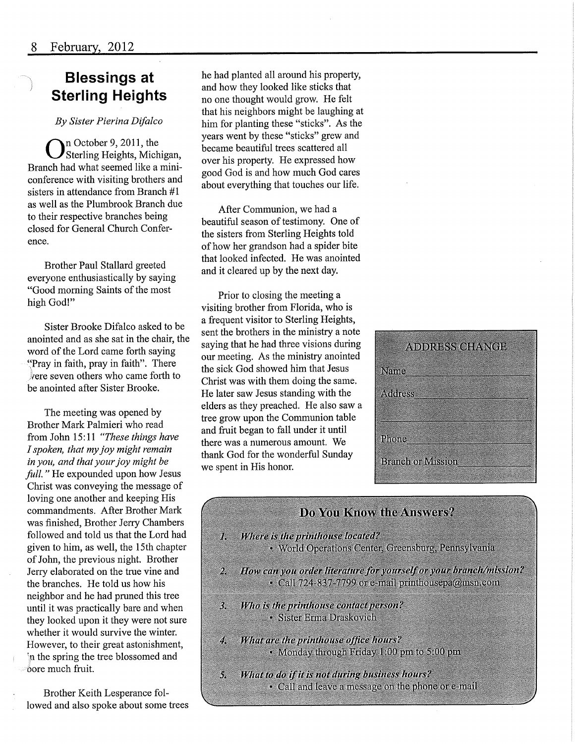# Blessings at Sterling Heights

*By Sister Pierina Difalco*

On October 9, 2011, the Sterling Heights, Michigan, Branch had what seemed like a mini-conference with visiting brothers and sisters in attendance from Branch #1 as well as the Plumbrook Branch due to their respective branches being closed for General Church Conference.

Brother Paul Stallard greeted everyone enthusiastically by saying "Good morning Saints of the most high God!"

Sister Brooke Difalco asked to be anointed and as she sat in the chair, the word of the Lord came forth saying "Pray in faith, pray in faith". There were seven others who came forth to be anointed after Sister Brooke.

The meeting was opened by Brother Mark Palmieri who read from John 15:11 *"These things have I spoken, that my joy might remain in you, and that your joy might be full."* He expounded upon how Jesus Christ was conveying the message of loving one another and keeping His commandments. After Brother Mark was finished, Brother Jerry Chambers followed and told us that the Lord had given to him, as well, the 15th chapter of John, the previous night. Brother Jerry elaborated on the true vine and the branches. He told us how his neighbor and he had pruned this tree until it was practically bare and when they looked upon it they were not sure whether it would survive the winter. However, to their great astonishment, in the spring the tree blossomed and bore much fruit.

Brother Keith Lesperance followed and also spoke about some trees he had planted all around his property, and how they looked like sticks that no one thought would grow. He felt that his neighbors might be laughing at him for planting these "sticks". As the years went by these "sticks" grew and became beautiful trees scattered all over his property. He expressed how good God is and how much God cares about everything that touches our life.

After Communion, we had a beautiful season of testimony. One of the sisters from Sterling Heights told of how her grandson had a spider bite that looked infected. He was anointed and it cleared up by the next day.

Prior to closing the meeting a visiting brother from Florida, who is a frequent visitor to Sterling Heights, sent the brothers in the ministry a note saying that he had three visions during our meeting. As the ministry anointed the sick God showed him that Jesus Christ was with them doing the same. He later saw Jesus standing with the elders as they preached. He also saw a tree grow upon the Communion table and fruit began to fall under it until there was a numerous amount. We thank God for the wonderful Sunday we spent in His honor.

## ADDRESS CHANGE

Name \_\_\_\_\_\_\_\_\_\_\_\_\_\_\_\_\_\_\_\_

Address \_\_\_\_\_\_\_\_\_\_\_\_\_\_\_\_\_\_\_\_

\_\_\_\_\_\_\_\_\_\_\_\_\_\_\_\_\_\_\_\_

Phone \_\_\_\_\_\_\_\_\_\_\_\_\_\_\_\_\_\_\_\_

Branch or Mission \_\_\_\_\_\_\_\_\_\_\_\_\_\_\_\_\_\_\_\_

## Do You Know the Answers?

1. *Where is the printhouse located?*
   - World Operations Center, Greensburg, Pennsylvania
2. *How can you order literature for yourself or your branch/mission?*
   - Call 724-837-7799 or e-mail printhousepa@msn.com
3. *Who is the printhouse contact person?*
   - Sister Erma Draskovich
4. *What are the printhouse office hours?*
   - Monday through Friday 1:00 pm to 5:00 pm
5. *What to do if it is not during business hours?*
   - Call and leave a message on the phone or e-mail